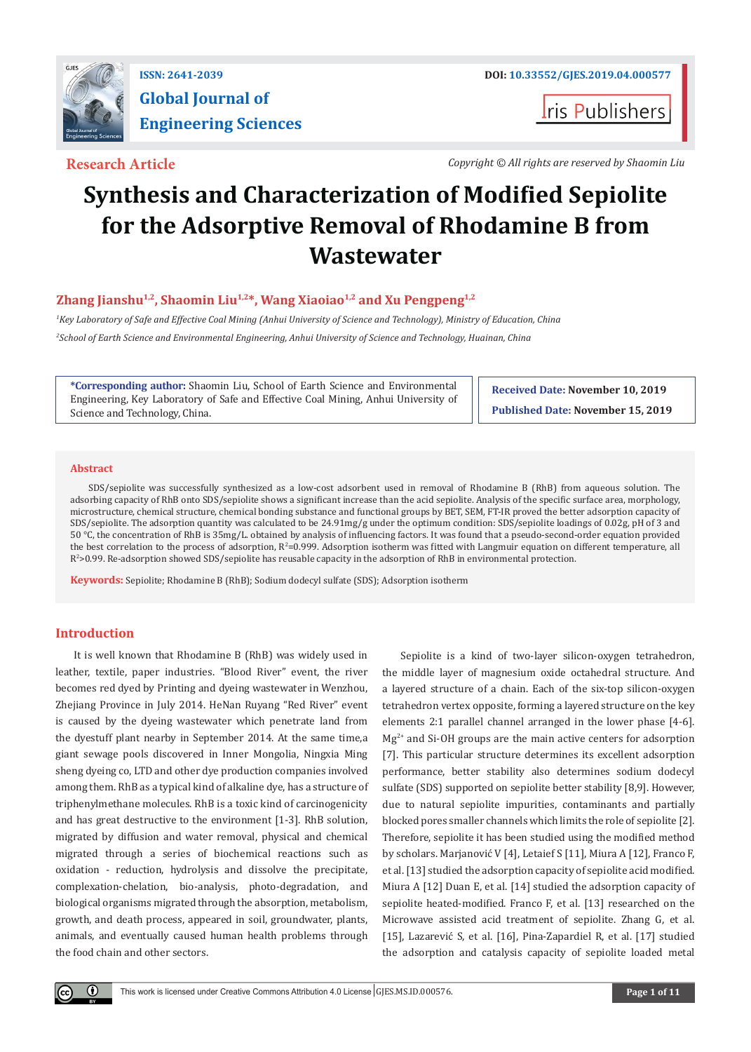ISSN: 2641-2039

# Global Journal of Engineering Sciences

DOI: 10.33552/GJES.2019.04.000577

Iris Publishers

**Research Article**

*Copyright © All rights are reserved by Shaomin Liu*

# Synthesis and Characterization of Modified Sepiolite for the Adsorptive Removal of Rhodamine B from Wastewater

**Zhang Jianshu[1,2], Shaomin Liu[1,2]*, Wang Xiaoiao[1,2] and Xu Pengpeng[1,2]**

[1]*Key Laboratory of Safe and Effective Coal Mining (Anhui University of Science and Technology), Ministry of Education, China*

[2]*School of Earth Science and Environmental Engineering, Anhui University of Science and Technology, Huainan, China*

**\*Corresponding author:** Shaomin Liu, School of Earth Science and Environmental Engineering, Key Laboratory of Safe and Effective Coal Mining, Anhui University of Science and Technology, China.

**Received Date:** November 10, 2019

**Published Date:** November 15, 2019

## Abstract

SDS/sepiolite was successfully synthesized as a low-cost adsorbent used in removal of Rhodamine B (RhB) from aqueous solution. The adsorbing capacity of RhB onto SDS/sepiolite shows a significant increase than the acid sepiolite. Analysis of the specific surface area, morphology, microstructure, chemical structure, chemical bonding substance and functional groups by BET, SEM, FT-IR proved the better adsorption capacity of SDS/sepiolite. The adsorption quantity was calculated to be 24.91mg/g under the optimum condition: SDS/sepiolite loadings of 0.02g, pH of 3 and 50 °C, the concentration of RhB is 35mg/L. obtained by analysis of influencing factors. It was found that a pseudo-second-order equation provided the best correlation to the process of adsorption, $R^2$=0.999. Adsorption isotherm was fitted with Langmuir equation on different temperature, all $R^2$>0.99. Re-adsorption showed SDS/sepiolite has reusable capacity in the adsorption of RhB in environmental protection.

**Keywords:** Sepiolite; Rhodamine B (RhB); Sodium dodecyl sulfate (SDS); Adsorption isotherm

## Introduction

It is well known that Rhodamine B (RhB) was widely used in leather, textile, paper industries. "Blood River" event, the river becomes red dyed by Printing and dyeing wastewater in Wenzhou, Zhejiang Province in July 2014. HeNan Ruyang "Red River" event is caused by the dyeing wastewater which penetrate land from the dyestuff plant nearby in September 2014. At the same time,a giant sewage pools discovered in Inner Mongolia, Ningxia Ming sheng dyeing co, LTD and other dye production companies involved among them. RhB as a typical kind of alkaline dye, has a structure of triphenylmethane molecules. RhB is a toxic kind of carcinogenicity and has great destructive to the environment [1-3]. RhB solution, migrated by diffusion and water removal, physical and chemical migrated through a series of biochemical reactions such as oxidation - reduction, hydrolysis and dissolve the precipitate, complexation-chelation, bio-analysis, photo-degradation, and biological organisms migrated through the absorption, metabolism, growth, and death process, appeared in soil, groundwater, plants, animals, and eventually caused human health problems through the food chain and other sectors.

Sepiolite is a kind of two-layer silicon-oxygen tetrahedron, the middle layer of magnesium oxide octahedral structure. And a layered structure of a chain. Each of the six-top silicon-oxygen tetrahedron vertex opposite, forming a layered structure on the key elements 2:1 parallel channel arranged in the lower phase [4-6]. $Mg^{2+}$ and Si-OH groups are the main active centers for adsorption [7]. This particular structure determines its excellent adsorption performance, better stability also determines sodium dodecyl sulfate (SDS) supported on sepiolite better stability [8,9]. However, due to natural sepiolite impurities, contaminants and partially blocked pores smaller channels which limits the role of sepiolite [2]. Therefore, sepiolite it has been studied using the modified method by scholars. Marjanović V [4], Letaief S [11], Miura A [12], Franco F, et al. [13] studied the adsorption capacity of sepiolite acid modified. Miura A [12] Duan E, et al. [14] studied the adsorption capacity of sepiolite heated-modified. Franco F, et al. [13] researched on the Microwave assisted acid treatment of sepiolite. Zhang G, et al. [15], Lazarević S, et al. [16], Pina-Zapardiel R, et al. [17] studied the adsorption and catalysis capacity of sepiolite loaded metal

This work is licensed under Creative Commons Attribution 4.0 License | GJES.MS.ID.000576.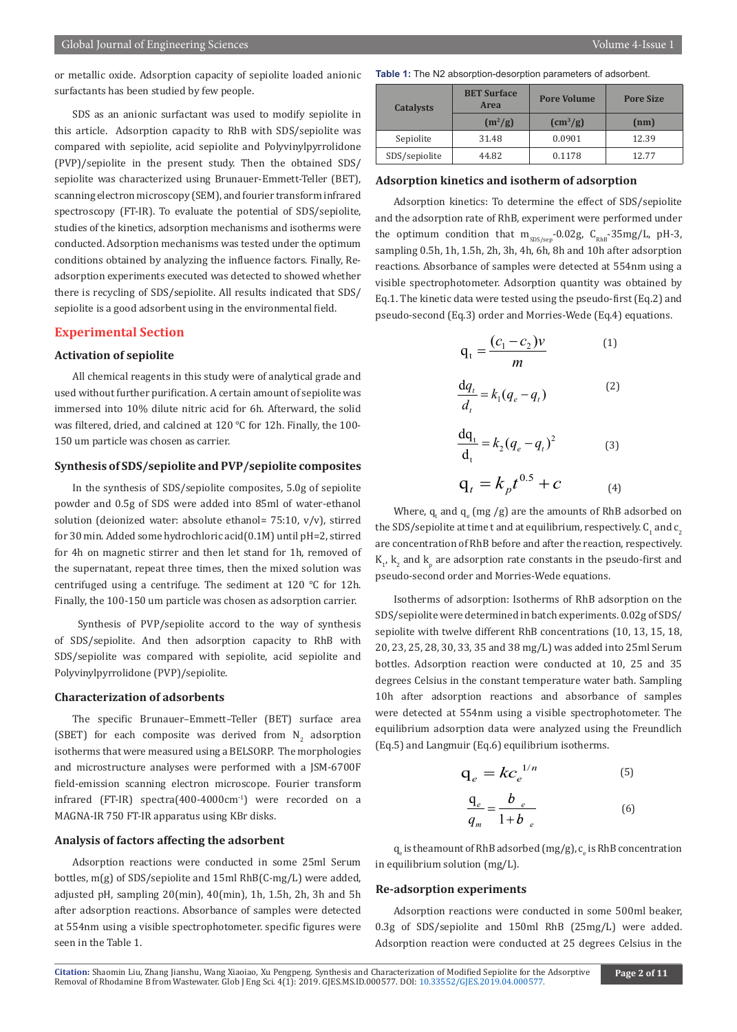or metallic oxide. Adsorption capacity of sepiolite loaded anionic surfactants has been studied by few people.

SDS as an anionic surfactant was used to modify sepiolite in this article. Adsorption capacity to RhB with SDS/sepiolite was compared with sepiolite, acid sepiolite and Polyvinylpyrrolidone (PVP)/sepiolite in the present study. Then the obtained SDS/sepiolite was characterized using Brunauer-Emmett-Teller (BET), scanning electron microscopy (SEM), and fourier transform infrared spectroscopy (FT-IR). To evaluate the potential of SDS/sepiolite, studies of the kinetics, adsorption mechanisms and isotherms were conducted. Adsorption mechanisms was tested under the optimum conditions obtained by analyzing the influence factors. Finally, Re-adsorption experiments executed was detected to showed whether there is recycling of SDS/sepiolite. All results indicated that SDS/sepiolite is a good adsorbent using in the environmental field.

## Experimental Section

### Activation of sepiolite

All chemical reagents in this study were of analytical grade and used without further purification. A certain amount of sepiolite was immersed into 10% dilute nitric acid for 6h. Afterward, the solid was filtered, dried, and calcined at 120 °C for 12h. Finally, the 100-150 um particle was chosen as carrier.

### Synthesis of SDS/sepiolite and PVP/sepiolite composites

In the synthesis of SDS/sepiolite composites, 5.0g of sepiolite powder and 0.5g of SDS were added into 85ml of water-ethanol solution (deionized water: absolute ethanol= 75:10, v/v), stirred for 30 min. Added some hydrochloric acid(0.1M) until pH=2, stirred for 4h on magnetic stirrer and then let stand for 1h, removed of the supernatant, repeat three times, then the mixed solution was centrifuged using a centrifuge. The sediment at 120 °C for 12h. Finally, the 100-150 um particle was chosen as adsorption carrier.

Synthesis of PVP/sepiolite accord to the way of synthesis of SDS/sepiolite. And then adsorption capacity to RhB with SDS/sepiolite was compared with sepiolite, acid sepiolite and Polyvinylpyrrolidone (PVP)/sepiolite.

### Characterization of adsorbents

The specific Brunauer–Emmett–Teller (BET) surface area (SBET) for each composite was derived from $N_2$ adsorption isotherms that were measured using a BELSORP. The morphologies and microstructure analyses were performed with a JSM-6700F field-emission scanning electron microscope. Fourier transform infrared (FT-IR) spectra(400-4000cm$^{-1}$) were recorded on a MAGNA-IR 750 FT-IR apparatus using KBr disks.

### Analysis of factors affecting the adsorbent

Adsorption reactions were conducted in some 25ml Serum bottles, m(g) of SDS/sepiolite and 15ml RhB(C-mg/L) were added, adjusted pH, sampling 20(min), 40(min), 1h, 1.5h, 2h, 3h and 5h after adsorption reactions. Absorbance of samples were detected at 554nm using a visible spectrophotometer. specific figures were seen in the Table 1.

**Table 1:** The N2 absorption-desorption parameters of adsorbent.

| Catalysts | BET Surface Area | Pore Volume | Pore Size |
|---|---|---|---|
| | ($m^2$/g) | ($cm^3$/g) | (nm) |
| Sepiolite | 31.48 | 0.0901 | 12.39 |
| SDS/sepiolite | 44.82 | 0.1178 | 12.77 |

### Adsorption kinetics and isotherm of adsorption

Adsorption kinetics: To determine the effect of SDS/sepiolite and the adsorption rate of RhB, experiment were performed under the optimum condition that $m_{SDS/sep}$-0.02g, $C_{RhB}$-35mg/L, pH-3, sampling 0.5h, 1h, 1.5h, 2h, 3h, 4h, 6h, 8h and 10h after adsorption reactions. Absorbance of samples were detected at 554nm using a visible spectrophotometer. Adsorption quantity was obtained by Eq.1. The kinetic data were tested using the pseudo-first (Eq.2) and pseudo-second (Eq.3) order and Morries-Wede (Eq.4) equations.

$$q_t = \frac{(c_1 - c_2)v}{m} \qquad (1)$$

$$\frac{dq_t}{d_t} = k_1(q_e - q_t) \qquad (2)$$

$$\frac{dq_t}{d_t} = k_2(q_e - q_t)^2 \qquad (3)$$

$$q_t = k_p t^{0.5} + c \qquad (4)$$

Where, $q_t$ and $q_e$ (mg /g) are the amounts of RhB adsorbed on the SDS/sepiolite at time t and at equilibrium, respectively. $C_1$ and $c_2$ are concentration of RhB before and after the reaction, respectively. $K_1$, $k_2$ and $k_p$ are adsorption rate constants in the pseudo-first and pseudo-second order and Morries-Wede equations.

Isotherms of adsorption: Isotherms of RhB adsorption on the SDS/sepiolite were determined in batch experiments. 0.02g of SDS/sepiolite with twelve different RhB concentrations (10, 13, 15, 18, 20, 23, 25, 28, 30, 33, 35 and 38 mg/L) was added into 25ml Serum bottles. Adsorption reaction were conducted at 10, 25 and 35 degrees Celsius in the constant temperature water bath. Sampling 10h after adsorption reactions and absorbance of samples were detected at 554nm using a visible spectrophotometer. The equilibrium adsorption data were analyzed using the Freundlich (Eq.5) and Langmuir (Eq.6) equilibrium isotherms.

$$q_e = kc_e^{1/n} \qquad (5)$$

$$\frac{q_e}{q_m} = \frac{b_e}{1 + b_e} \qquad (6)$$

$q_e$ is the amount of RhB adsorbed (mg/g), $c_e$ is RhB concentration in equilibrium solution (mg/L).

### Re-adsorption experiments

Adsorption reactions were conducted in some 500ml beaker, 0.3g of SDS/sepiolite and 150ml RhB (25mg/L) were added. Adsorption reaction were conducted at 25 degrees Celsius in the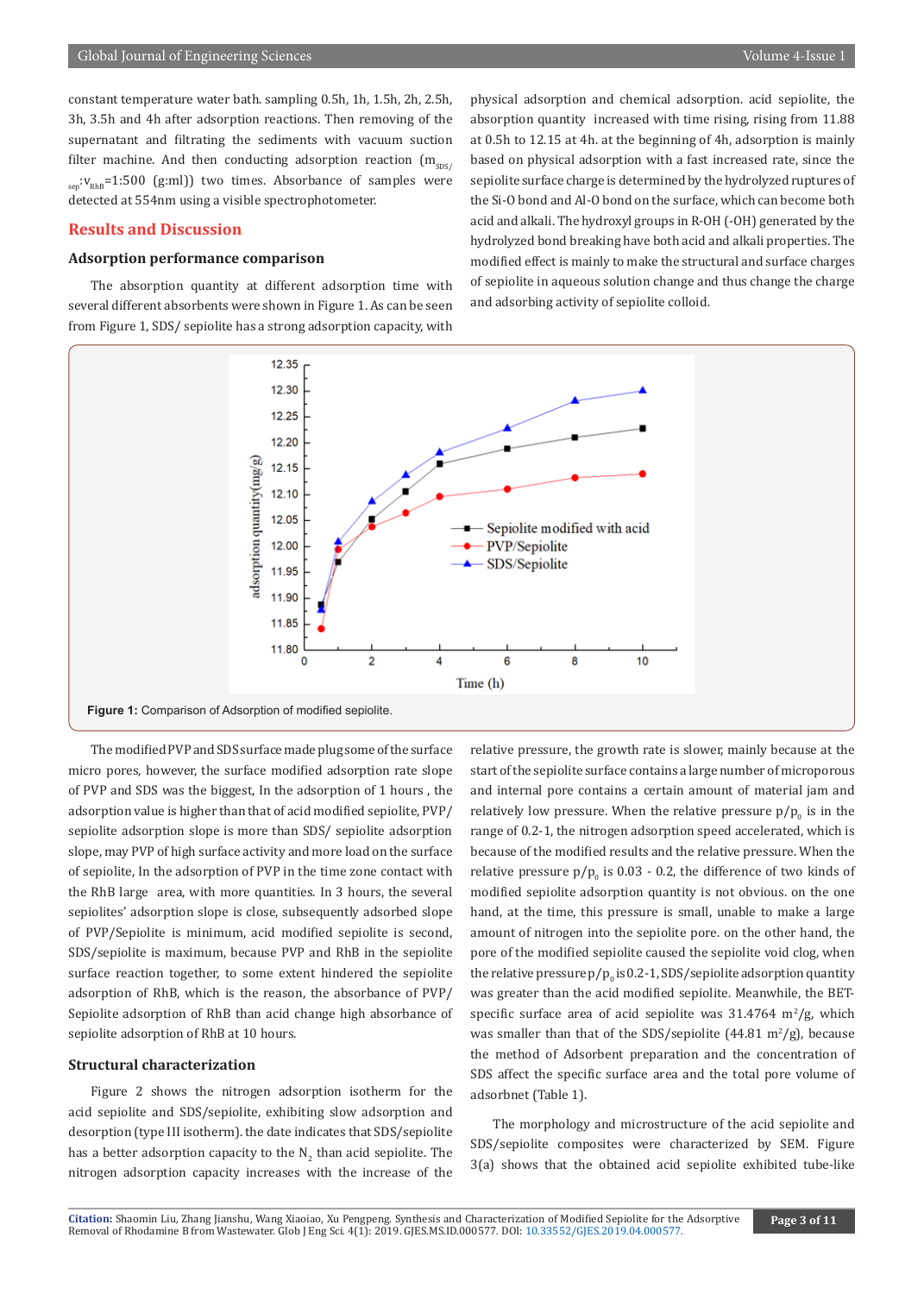constant temperature water bath. sampling 0.5h, 1h, 1.5h, 2h, 2.5h, 3h, 3.5h and 4h after adsorption reactions. Then removing of the supernatant and filtrating the sediments with vacuum suction filter machine. And then conducting adsorption reaction ($m_{SDS/sep}$:$v_{RhB}$=1:500 (g:ml)) two times. Absorbance of samples were detected at 554nm using a visible spectrophotometer.

## Results and Discussion

### Adsorption performance comparison

The absorption quantity at different adsorption time with several different absorbents were shown in Figure 1. As can be seen from Figure 1, SDS/ sepiolite has a strong adsorption capacity, with physical adsorption and chemical adsorption. acid sepiolite, the absorption quantity increased with time rising, rising from 11.88 at 0.5h to 12.15 at 4h. at the beginning of 4h, adsorption is mainly based on physical adsorption with a fast increased rate, since the sepiolite surface charge is determined by the hydrolyzed ruptures of the Si-O bond and Al-O bond on the surface, which can become both acid and alkali. The hydroxyl groups in R-OH (-OH) generated by the hydrolyzed bond breaking have both acid and alkali properties. The modified effect is mainly to make the structural and surface charges of sepiolite in aqueous solution change and thus change the charge and adsorbing activity of sepiolite colloid.

**Figure 1:** Comparison of Adsorption of modified sepiolite.

The modified PVP and SDS surface made plug some of the surface micro pores, however, the surface modified adsorption rate slope of PVP and SDS was the biggest, In the adsorption of 1 hours , the adsorption value is higher than that of acid modified sepiolite, PVP/ sepiolite adsorption slope is more than SDS/ sepiolite adsorption slope, may PVP of high surface activity and more load on the surface of sepiolite, In the adsorption of PVP in the time zone contact with the RhB large area, with more quantities. In 3 hours, the several sepiolites' adsorption slope is close, subsequently adsorbed slope of PVP/Sepiolite is minimum, acid modified sepiolite is second, SDS/sepiolite is maximum, because PVP and RhB in the sepiolite surface reaction together, to some extent hindered the sepiolite adsorption of RhB, which is the reason, the absorbance of PVP/ Sepiolite adsorption of RhB than acid change high absorbance of sepiolite adsorption of RhB at 10 hours.

### Structural characterization

Figure 2 shows the nitrogen adsorption isotherm for the acid sepiolite and SDS/sepiolite, exhibiting slow adsorption and desorption (type III isotherm). the date indicates that SDS/sepiolite has a better adsorption capacity to the $N_2$ than acid sepiolite. The nitrogen adsorption capacity increases with the increase of the relative pressure, the growth rate is slower, mainly because at the start of the sepiolite surface contains a large number of microporous and internal pore contains a certain amount of material jam and relatively low pressure. When the relative pressure $p/p_0$ is in the range of 0.2-1, the nitrogen adsorption speed accelerated, which is because of the modified results and the relative pressure. When the relative pressure $p/p_0$ is 0.03 - 0.2, the difference of two kinds of modified sepiolite adsorption quantity is not obvious. on the one hand, at the time, this pressure is small, unable to make a large amount of nitrogen into the sepiolite pore. on the other hand, the pore of the modified sepiolite caused the sepiolite void clog, when the relative pressure $p/p_0$ is 0.2-1, SDS/sepiolite adsorption quantity was greater than the acid modified sepiolite. Meanwhile, the BET-specific surface area of acid sepiolite was 31.4764 $m^2$/g, which was smaller than that of the SDS/sepiolite (44.81 $m^2$/g), because the method of Adsorbent preparation and the concentration of SDS affect the specific surface area and the total pore volume of adsorbnet (Table 1).

The morphology and microstructure of the acid sepiolite and SDS/sepiolite composites were characterized by SEM. Figure 3(a) shows that the obtained acid sepiolite exhibited tube-like

**Citation:** Shaomin Liu, Zhang Jianshu, Wang Xiaoiao, Xu Pengpeng. Synthesis and Characterization of Modified Sepiolite for the Adsorptive Removal of Rhodamine B from Wastewater. Glob J Eng Sci. 4(1): 2019. GJES.MS.ID.000577. DOI: 10.33552/GJES.2019.04.000577.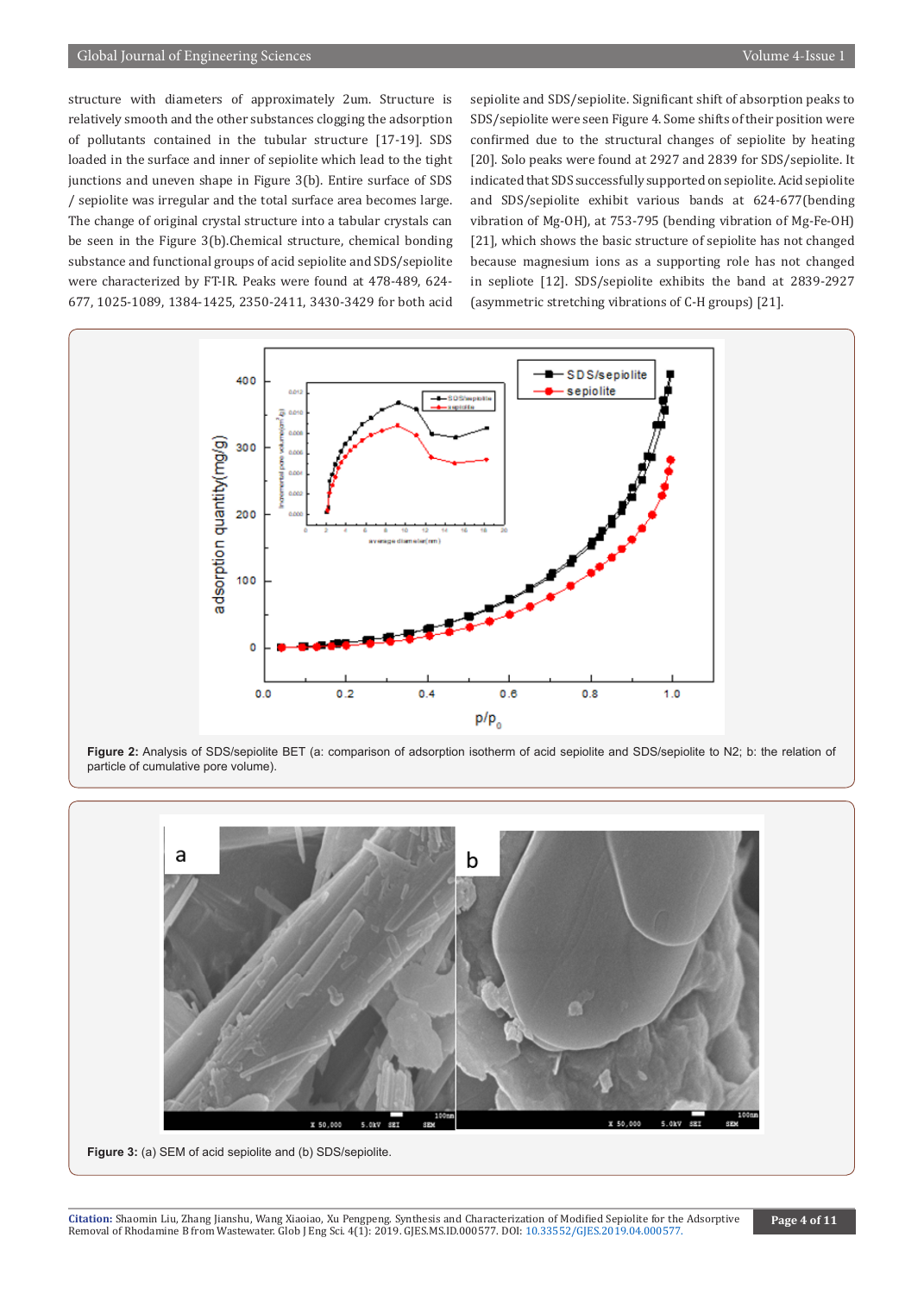structure with diameters of approximately 2um. Structure is relatively smooth and the other substances clogging the adsorption of pollutants contained in the tubular structure [17-19]. SDS loaded in the surface and inner of sepiolite which lead to the tight junctions and uneven shape in Figure 3(b). Entire surface of SDS / sepiolite was irregular and the total surface area becomes large. The change of original crystal structure into a tabular crystals can be seen in the Figure 3(b).Chemical structure, chemical bonding substance and functional groups of acid sepiolite and SDS/sepiolite were characterized by FT-IR. Peaks were found at 478-489, 624-677, 1025-1089, 1384-1425, 2350-2411, 3430-3429 for both acid sepiolite and SDS/sepiolite. Significant shift of absorption peaks to SDS/sepiolite were seen Figure 4. Some shifts of their position were confirmed due to the structural changes of sepiolite by heating [20]. Solo peaks were found at 2927 and 2839 for SDS/sepiolite. It indicated that SDS successfully supported on sepiolite. Acid sepiolite and SDS/sepiolite exhibit various bands at 624-677(bending vibration of Mg-OH), at 753-795 (bending vibration of Mg-Fe-OH) [21], which shows the basic structure of sepiolite has not changed because magnesium ions as a supporting role has not changed in sepliote [12]. SDS/sepiolite exhibits the band at 2839-2927 (asymmetric stretching vibrations of C-H groups) [21].

**Figure 2:** Analysis of SDS/sepiolite BET (a: comparison of adsorption isotherm of acid sepiolite and SDS/sepiolite to N2; b: the relation of particle of cumulative pore volume).

**Figure 3:** (a) SEM of acid sepiolite and (b) SDS/sepiolite.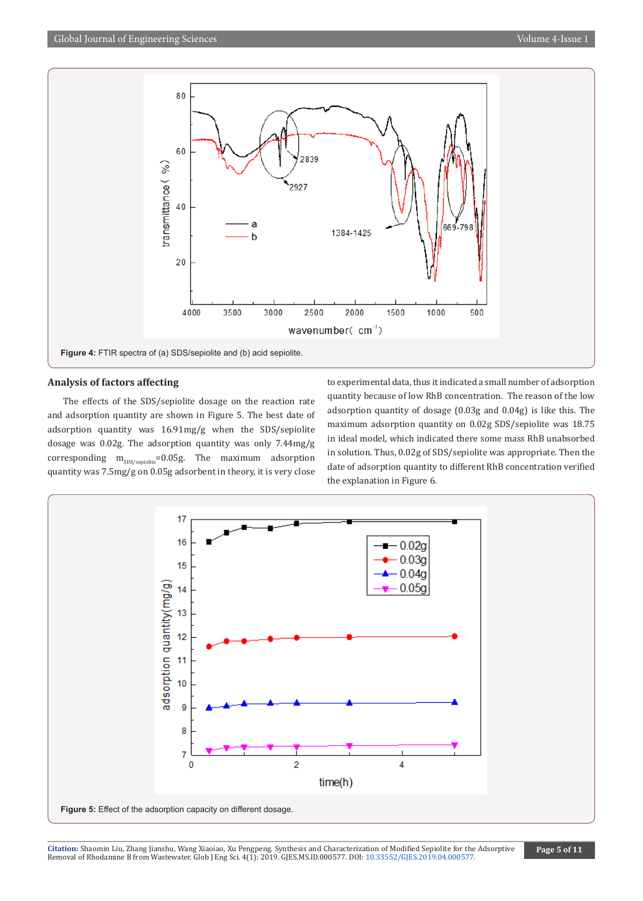Figure 4: FTIR spectra of (a) SDS/sepiolite and (b) acid sepiolite.

### Analysis of factors affecting

The effects of the SDS/sepiolite dosage on the reaction rate and adsorption quantity are shown in Figure 5. The best date of adsorption quantity was 16.91mg/g when the SDS/sepiolite dosage was 0.02g. The adsorption quantity was only 7.44mg/g corresponding $m_{SDS/sepiolite}$=0.05g. The maximum adsorption quantity was 7.5mg/g on 0.05g adsorbent in theory, it is very close to experimental data, thus it indicated a small number of adsorption quantity because of low RhB concentration. The reason of the low adsorption quantity of dosage (0.03g and 0.04g) is like this. The maximum adsorption quantity on 0.02g SDS/sepiolite was 18.75 in ideal model, which indicated there some mass RhB unabsorbed in solution. Thus, 0.02g of SDS/sepiolite was appropriate. Then the date of adsorption quantity to different RhB concentration verified the explanation in Figure 6.

Figure 5: Effect of the adsorption capacity on different dosage.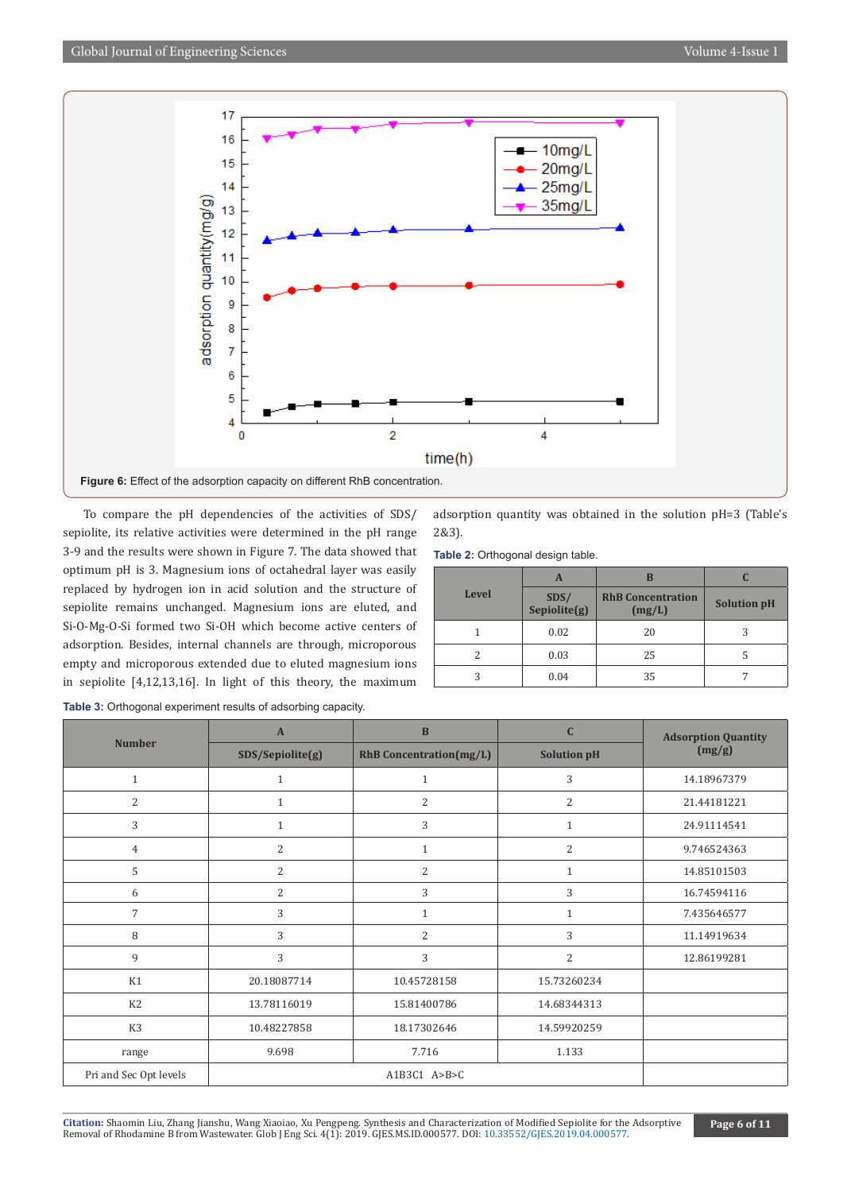Figure 6: Effect of the adsorption capacity on different RhB concentration.

To compare the pH dependencies of the activities of SDS/sepiolite, its relative activities were determined in the pH range 3-9 and the results were shown in Figure 7. The data showed that optimum pH is 3. Magnesium ions of octahedral layer was easily replaced by hydrogen ion in acid solution and the structure of sepiolite remains unchanged. Magnesium ions are eluted, and Si-O-Mg-O-Si formed two Si-OH which become active centers of adsorption. Besides, internal channels are through, microporous empty and microporous extended due to eluted magnesium ions in sepiolite [4,12,13,16]. In light of this theory, the maximum adsorption quantity was obtained in the solution pH=3 (Table's 2&3).

**Table 2:** Orthogonal design table.

| Level | A | B | C |
|---|---|---|---|
| | SDS/ Sepiolite(g) | RhB Concentration (mg/L) | Solution pH |
| 1 | 0.02 | 20 | 3 |
| 2 | 0.03 | 25 | 5 |
| 3 | 0.04 | 35 | 7 |

**Table 3:** Orthogonal experiment results of adsorbing capacity.

| Number | A | B | C | Adsorption Quantity (mg/g) |
|---|---|---|---|---|
| | SDS/Sepiolite(g) | RhB Concentration(mg/L) | Solution pH | |
| 1 | 1 | 1 | 3 | 14.18967379 |
| 2 | 1 | 2 | 2 | 21.44181221 |
| 3 | 1 | 3 | 1 | 24.91114541 |
| 4 | 2 | 1 | 2 | 9.746524363 |
| 5 | 2 | 2 | 1 | 14.85101503 |
| 6 | 2 | 3 | 3 | 16.74594116 |
| 7 | 3 | 1 | 1 | 7.435646577 |
| 8 | 3 | 2 | 3 | 11.14919634 |
| 9 | 3 | 3 | 2 | 12.86199281 |
| K1 | 20.18087714 | 10.45728158 | 15.73260234 | |
| K2 | 13.78116019 | 15.81400786 | 14.68344313 | |
| K3 | 10.48227858 | 18.17302646 | 14.59920259 | |
| range | 9.698 | 7.716 | 1.133 | |
| Pri and Sec Opt levels | A1B3C1 A>B>C | | | |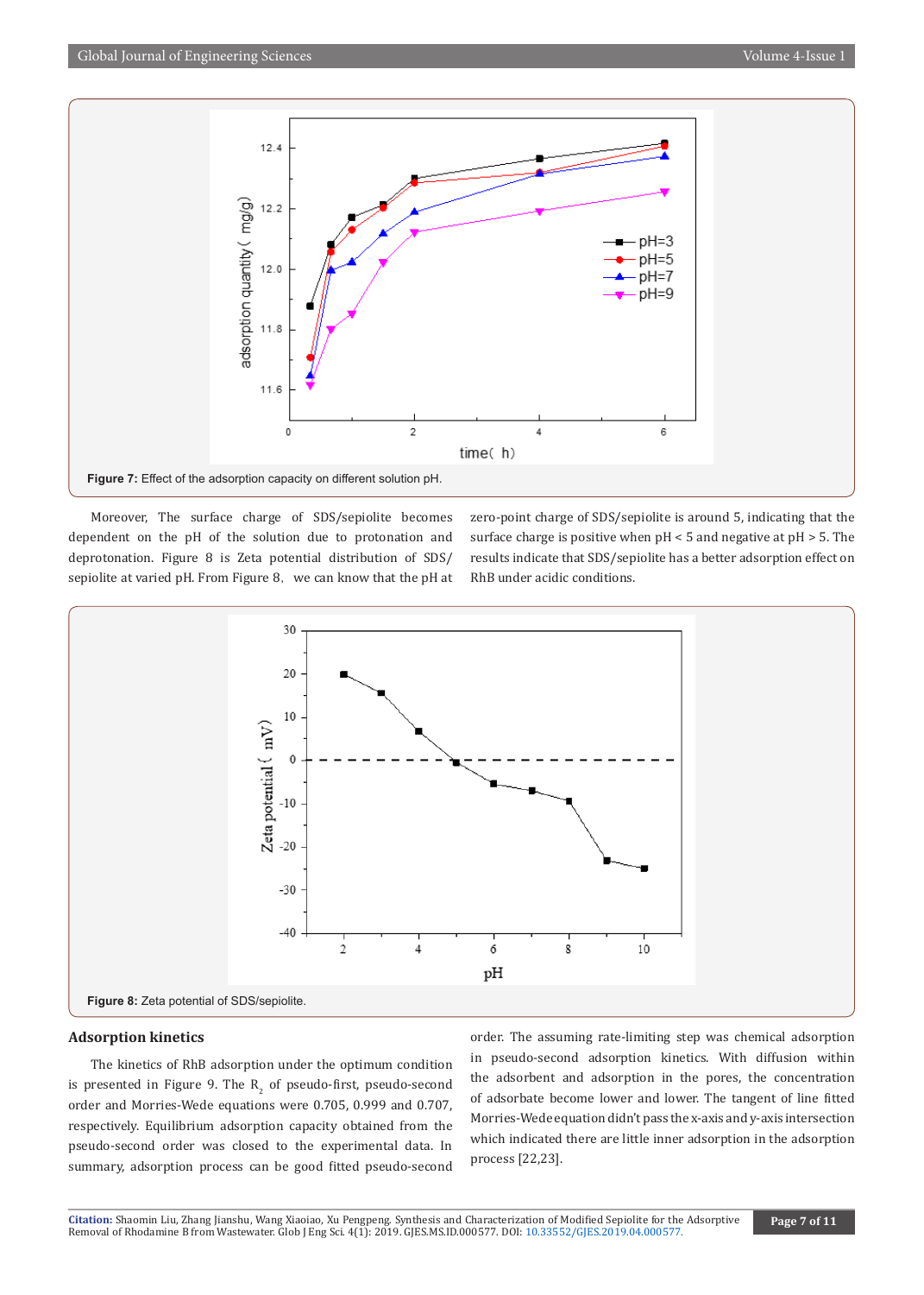Figure 7: Effect of the adsorption capacity on different solution pH.

Moreover, The surface charge of SDS/sepiolite becomes dependent on the pH of the solution due to protonation and deprotonation. Figure 8 is Zeta potential distribution of SDS/sepiolite at varied pH. From Figure 8, we can know that the pH at zero-point charge of SDS/sepiolite is around 5, indicating that the surface charge is positive when pH < 5 and negative at pH > 5. The results indicate that SDS/sepiolite has a better adsorption effect on RhB under acidic conditions.

Figure 8: Zeta potential of SDS/sepiolite.

## Adsorption kinetics

The kinetics of RhB adsorption under the optimum condition is presented in Figure 9. The $R_2$ of pseudo-first, pseudo-second order and Morries-Wede equations were 0.705, 0.999 and 0.707, respectively. Equilibrium adsorption capacity obtained from the pseudo-second order was closed to the experimental data. In summary, adsorption process can be good fitted pseudo-second order. The assuming rate-limiting step was chemical adsorption in pseudo-second adsorption kinetics. With diffusion within the adsorbent and adsorption in the pores, the concentration of adsorbate become lower and lower. The tangent of line fitted Morries-Wede equation didn't pass the x-axis and y-axis intersection which indicated there are little inner adsorption in the adsorption process [22,23].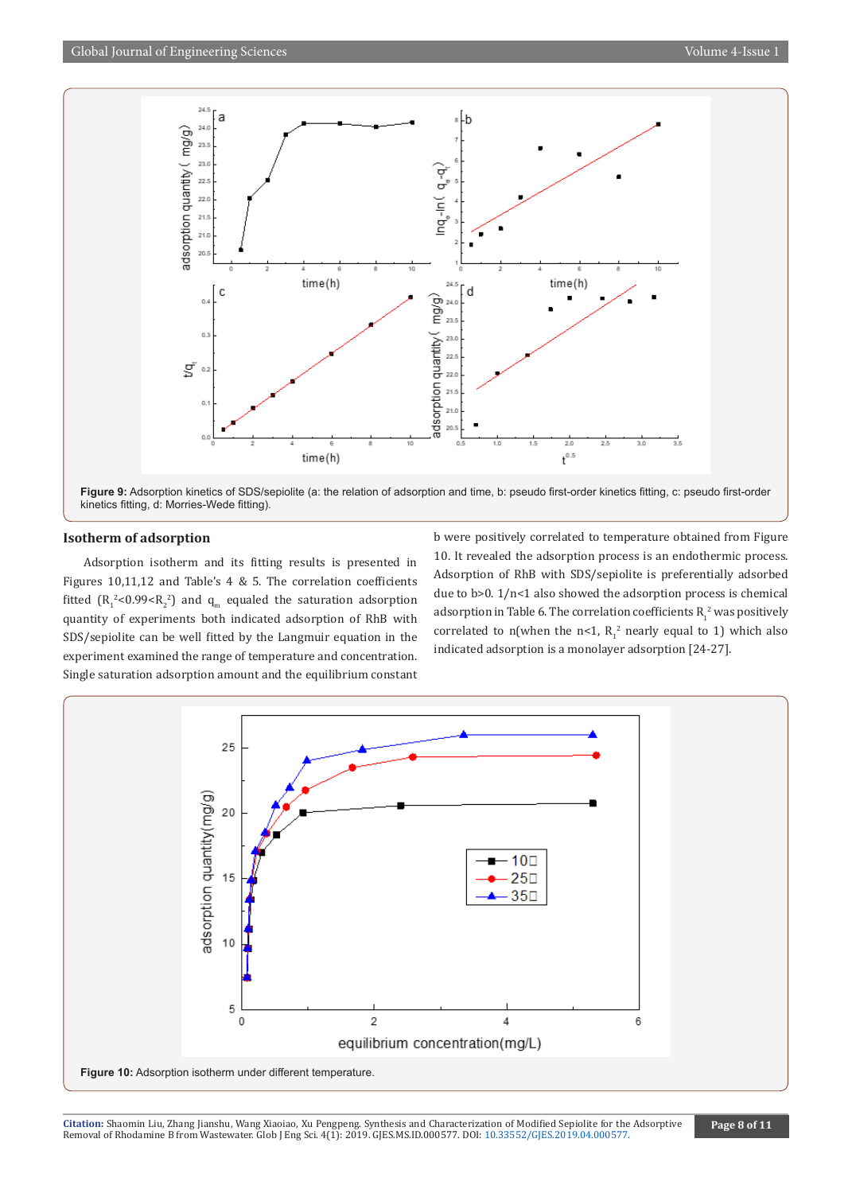Figure 9: Adsorption kinetics of SDS/sepiolite (a: the relation of adsorption and time, b: pseudo first-order kinetics fitting, c: pseudo first-order kinetics fitting, d: Morries-Wede fitting).

## Isotherm of adsorption

Adsorption isotherm and its fitting results is presented in Figures 10,11,12 and Table's 4 & 5. The correlation coefficients fitted ($R_1^2$<0.99<$R_2^2$) and $q_m$ equaled the saturation adsorption quantity of experiments both indicated adsorption of RhB with SDS/sepiolite can be well fitted by the Langmuir equation in the experiment examined the range of temperature and concentration. Single saturation adsorption amount and the equilibrium constant b were positively correlated to temperature obtained from Figure 10. It revealed the adsorption process is an endothermic process. Adsorption of RhB with SDS/sepiolite is preferentially adsorbed due to b>0. 1/n<1 also showed the adsorption process is chemical adsorption in Table 6. The correlation coefficients $R_1^2$ was positively correlated to n(when the n<1, $R_1^2$ nearly equal to 1) which also indicated adsorption is a monolayer adsorption [24-27].

Figure 10: Adsorption isotherm under different temperature.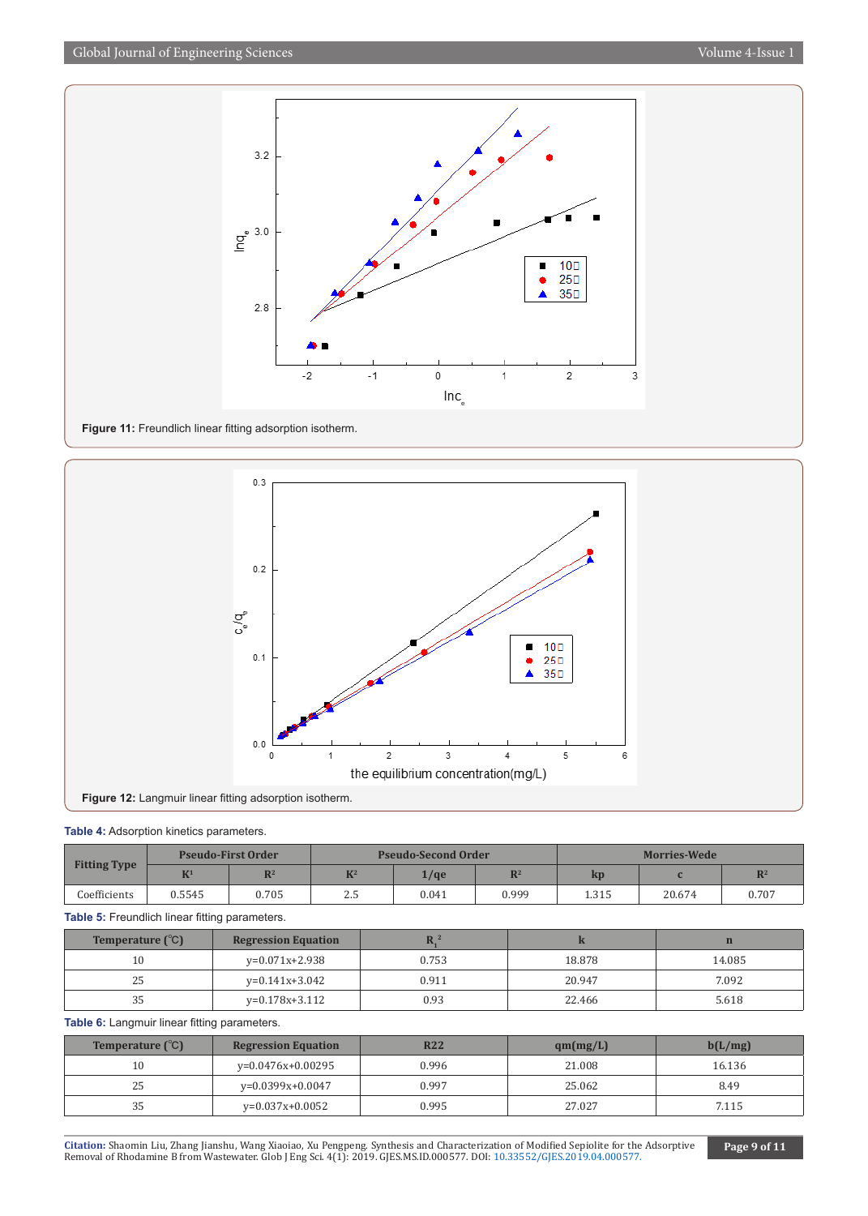**Figure 11:** Freundlich linear fitting adsorption isotherm.

**Figure 12:** Langmuir linear fitting adsorption isotherm.

**Table 4:** Adsorption kinetics parameters.

| Fitting Type | Pseudo-First Order | | Pseudo-Second Order | | | Morries-Wede | | |
|---|---|---|---|---|---|---|---|---|
| | $K^1$ | $R^2$ | $K^2$ | 1/qe | $R^2$ | kp | c | $R^2$ |
| Coefficients | 0.5545 | 0.705 | 2.5 | 0.041 | 0.999 | 1.315 | 20.674 | 0.707 |

**Table 5:** Freundlich linear fitting parameters.

| Temperature (℃) | Regression Equation | $R_1^2$ | k | n |
|---|---|---|---|---|
| 10 | y=0.071x+2.938 | 0.753 | 18.878 | 14.085 |
| 25 | y=0.141x+3.042 | 0.911 | 20.947 | 7.092 |
| 35 | y=0.178x+3.112 | 0.93 | 22.466 | 5.618 |

**Table 6:** Langmuir linear fitting parameters.

| Temperature (℃) | Regression Equation | R22 | qm(mg/L) | b(L/mg) |
|---|---|---|---|---|
| 10 | y=0.0476x+0.00295 | 0.996 | 21.008 | 16.136 |
| 25 | y=0.0399x+0.0047 | 0.997 | 25.062 | 8.49 |
| 35 | y=0.037x+0.0052 | 0.995 | 27.027 | 7.115 |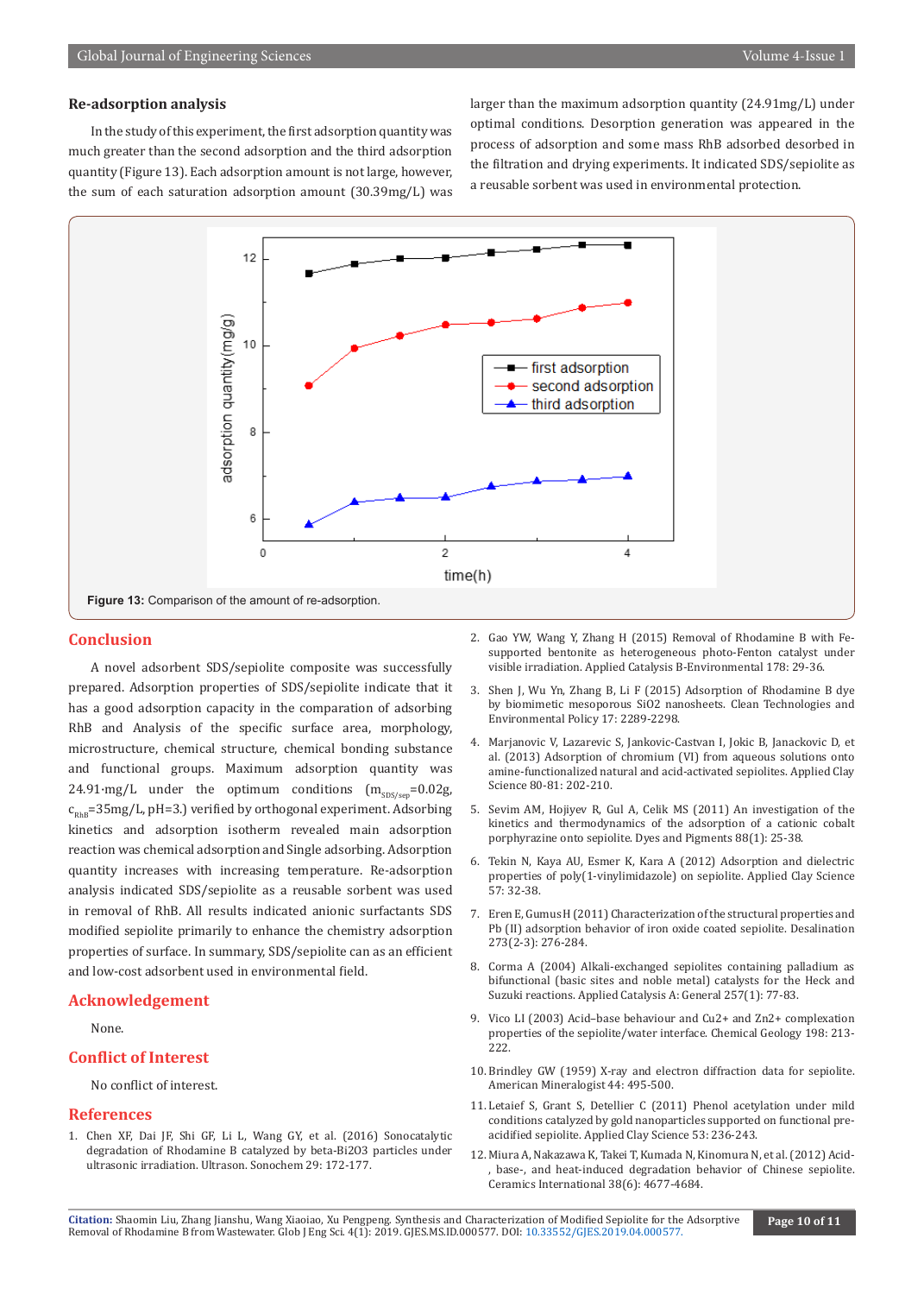### Re-adsorption analysis

In the study of this experiment, the first adsorption quantity was much greater than the second adsorption and the third adsorption quantity (Figure 13). Each adsorption amount is not large, however, the sum of each saturation adsorption amount (30.39mg/L) was larger than the maximum adsorption quantity (24.91mg/L) under optimal conditions. Desorption generation was appeared in the process of adsorption and some mass RhB adsorbed desorbed in the filtration and drying experiments. It indicated SDS/sepiolite as a reusable sorbent was used in environmental protection.

**Figure 13:** Comparison of the amount of re-adsorption.

## Conclusion

A novel adsorbent SDS/sepiolite composite was successfully prepared. Adsorption properties of SDS/sepiolite indicate that it has a good adsorption capacity in the comparation of adsorbing RhB and Analysis of the specific surface area, morphology, microstructure, chemical structure, chemical bonding substance and functional groups. Maximum adsorption quantity was 24.91·mg/L under the optimum conditions ($m_{SDS/sep}$=0.02g, $c_{RhB}$=35mg/L, pH=3.) verified by orthogonal experiment. Adsorbing kinetics and adsorption isotherm revealed main adsorption reaction was chemical adsorption and Single adsorbing. Adsorption quantity increases with increasing temperature. Re-adsorption analysis indicated SDS/sepiolite as a reusable sorbent was used in removal of RhB. All results indicated anionic surfactants SDS modified sepiolite primarily to enhance the chemistry adsorption properties of surface. In summary, SDS/sepiolite can as an efficient and low-cost adsorbent used in environmental field.

## Acknowledgement

None.

## Conflict of Interest

No conflict of interest.

## References

1. Chen XF, Dai JF, Shi GF, Li L, Wang GY, et al. (2016) Sonocatalytic degradation of Rhodamine B catalyzed by beta-Bi2O3 particles under ultrasonic irradiation. Ultrason. Sonochem 29: 172-177.
2. Gao YW, Wang Y, Zhang H (2015) Removal of Rhodamine B with Fe-supported bentonite as heterogeneous photo-Fenton catalyst under visible irradiation. Applied Catalysis B-Environmental 178: 29-36.
3. Shen J, Wu Yn, Zhang B, Li F (2015) Adsorption of Rhodamine B dye by biomimetic mesoporous SiO2 nanosheets. Clean Technologies and Environmental Policy 17: 2289-2298.
4. Marjanovic V, Lazarevic S, Jankovic-Castvan I, Jokic B, Janackovic D, et al. (2013) Adsorption of chromium (VI) from aqueous solutions onto amine-functionalized natural and acid-activated sepiolites. Applied Clay Science 80-81: 202-210.
5. Sevim AM, Hojiyev R, Gul A, Celik MS (2011) An investigation of the kinetics and thermodynamics of the adsorption of a cationic cobalt porphyrazine onto sepiolite. Dyes and Pigments 88(1): 25-38.
6. Tekin N, Kaya AU, Esmer K, Kara A (2012) Adsorption and dielectric properties of poly(1-vinylimidazole) on sepiolite. Applied Clay Science 57: 32-38.
7. Eren E, Gumus H (2011) Characterization of the structural properties and Pb (II) adsorption behavior of iron oxide coated sepiolite. Desalination 273(2-3): 276-284.
8. Corma A (2004) Alkali-exchanged sepiolites containing palladium as bifunctional (basic sites and noble metal) catalysts for the Heck and Suzuki reactions. Applied Catalysis A: General 257(1): 77-83.
9. Vico LI (2003) Acid–base behaviour and Cu2+ and Zn2+ complexation properties of the sepiolite/water interface. Chemical Geology 198: 213-222.
10. Brindley GW (1959) X-ray and electron diffraction data for sepiolite. American Mineralogist 44: 495-500.
11. Letaief S, Grant S, Detellier C (2011) Phenol acetylation under mild conditions catalyzed by gold nanoparticles supported on functional pre-acidified sepiolite. Applied Clay Science 53: 236-243.
12. Miura A, Nakazawa K, Takei T, Kumada N, Kinomura N, et al. (2012) Acid-, base-, and heat-induced degradation behavior of Chinese sepiolite. Ceramics International 38(6): 4677-4684.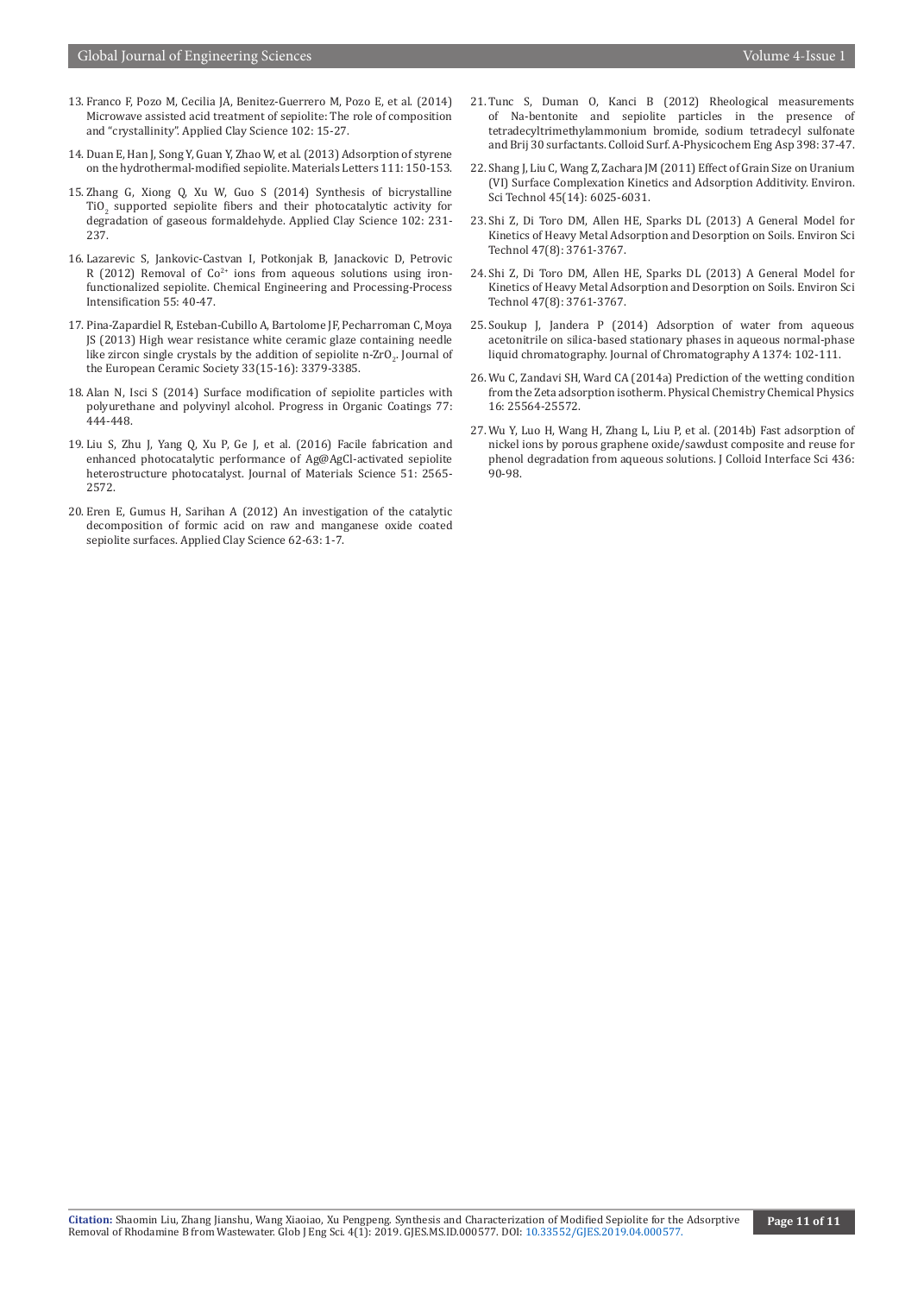13. Franco F, Pozo M, Cecilia JA, Benitez-Guerrero M, Pozo E, et al. (2014) Microwave assisted acid treatment of sepiolite: The role of composition and "crystallinity". Applied Clay Science 102: 15-27.

14. Duan E, Han J, Song Y, Guan Y, Zhao W, et al. (2013) Adsorption of styrene on the hydrothermal-modified sepiolite. Materials Letters 111: 150-153.

15. Zhang G, Xiong Q, Xu W, Guo S (2014) Synthesis of bicrystalline $TiO_2$ supported sepiolite fibers and their photocatalytic activity for degradation of gaseous formaldehyde. Applied Clay Science 102: 231-237.

16. Lazarevic S, Jankovic-Castvan I, Potkonjak B, Janackovic D, Petrovic R (2012) Removal of $Co^{2+}$ ions from aqueous solutions using iron-functionalized sepiolite. Chemical Engineering and Processing-Process Intensification 55: 40-47.

17. Pina-Zapardiel R, Esteban-Cubillo A, Bartolome JF, Pecharroman C, Moya JS (2013) High wear resistance white ceramic glaze containing needle like zircon single crystals by the addition of sepiolite n-$ZrO_2$. Journal of the European Ceramic Society 33(15-16): 3379-3385.

18. Alan N, Isci S (2014) Surface modification of sepiolite particles with polyurethane and polyvinyl alcohol. Progress in Organic Coatings 77: 444-448.

19. Liu S, Zhu J, Yang Q, Xu P, Ge J, et al. (2016) Facile fabrication and enhanced photocatalytic performance of Ag@AgCl-activated sepiolite heterostructure photocatalyst. Journal of Materials Science 51: 2565-2572.

20. Eren E, Gumus H, Sarihan A (2012) An investigation of the catalytic decomposition of formic acid on raw and manganese oxide coated sepiolite surfaces. Applied Clay Science 62-63: 1-7.

21. Tunc S, Duman O, Kanci B (2012) Rheological measurements of Na-bentonite and sepiolite particles in the presence of tetradecyltrimethylammonium bromide, sodium tetradecyl sulfonate and Brij 30 surfactants. Colloid Surf. A-Physicochem Eng Asp 398: 37-47.

22. Shang J, Liu C, Wang Z, Zachara JM (2011) Effect of Grain Size on Uranium (VI) Surface Complexation Kinetics and Adsorption Additivity. Environ. Sci Technol 45(14): 6025-6031.

23. Shi Z, Di Toro DM, Allen HE, Sparks DL (2013) A General Model for Kinetics of Heavy Metal Adsorption and Desorption on Soils. Environ Sci Technol 47(8): 3761-3767.

24. Shi Z, Di Toro DM, Allen HE, Sparks DL (2013) A General Model for Kinetics of Heavy Metal Adsorption and Desorption on Soils. Environ Sci Technol 47(8): 3761-3767.

25. Soukup J, Jandera P (2014) Adsorption of water from aqueous acetonitrile on silica-based stationary phases in aqueous normal-phase liquid chromatography. Journal of Chromatography A 1374: 102-111.

26. Wu C, Zandavi SH, Ward CA (2014a) Prediction of the wetting condition from the Zeta adsorption isotherm. Physical Chemistry Chemical Physics 16: 25564-25572.

27. Wu Y, Luo H, Wang H, Zhang L, Liu P, et al. (2014b) Fast adsorption of nickel ions by porous graphene oxide/sawdust composite and reuse for phenol degradation from aqueous solutions. J Colloid Interface Sci 436: 90-98.